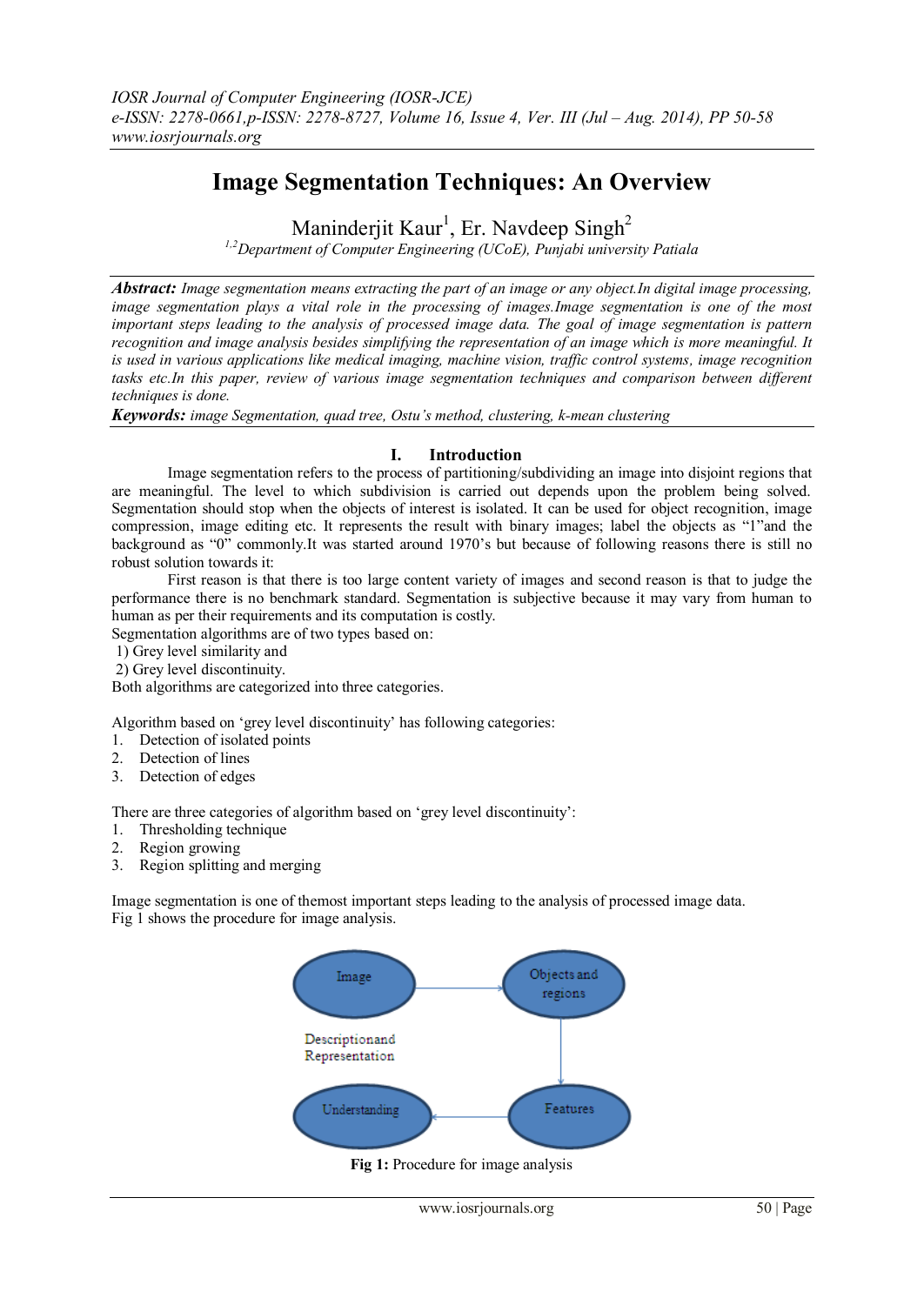# Image Segmentation Techniques: An Overview

Maninderjit Kaur[1], Er. Navdeep Singh[2]

[1,2]Department of Computer Engineering (UCoE), Punjabi university Patiala

***Abstract:*** *Image segmentation means extracting the part of an image or any object.In digital image processing, image segmentation plays a vital role in the processing of images.Image segmentation is one of the most important steps leading to the analysis of processed image data. The goal of image segmentation is pattern recognition and image analysis besides simplifying the representation of an image which is more meaningful. It is used in various applications like medical imaging, machine vision, traffic control systems, image recognition tasks etc.In this paper, review of various image segmentation techniques and comparison between different techniques is done.*

***Keywords:*** *image Segmentation, quad tree, Ostu's method, clustering, k-mean clustering*

## I. Introduction

Image segmentation refers to the process of partitioning/subdividing an image into disjoint regions that are meaningful. The level to which subdivision is carried out depends upon the problem being solved. Segmentation should stop when the objects of interest is isolated. It can be used for object recognition, image compression, image editing etc. It represents the result with binary images; label the objects as "1"and the background as "0" commonly.It was started around 1970's but because of following reasons there is still no robust solution towards it:

First reason is that there is too large content variety of images and second reason is that to judge the performance there is no benchmark standard. Segmentation is subjective because it may vary from human to human as per their requirements and its computation is costly.

Segmentation algorithms are of two types based on:

1) Grey level similarity and
2) Grey level discontinuity.

Both algorithms are categorized into three categories.

Algorithm based on 'grey level discontinuity' has following categories:

1. Detection of isolated points
2. Detection of lines
3. Detection of edges

There are three categories of algorithm based on 'grey level discontinuity':

1. Thresholding technique
2. Region growing
3. Region splitting and merging

Image segmentation is one of themost important steps leading to the analysis of processed image data.
Fig 1 shows the procedure for image analysis.

Image → Objects and regions → Features → Understanding

Descriptionand Representation

**Fig 1:** Procedure for image analysis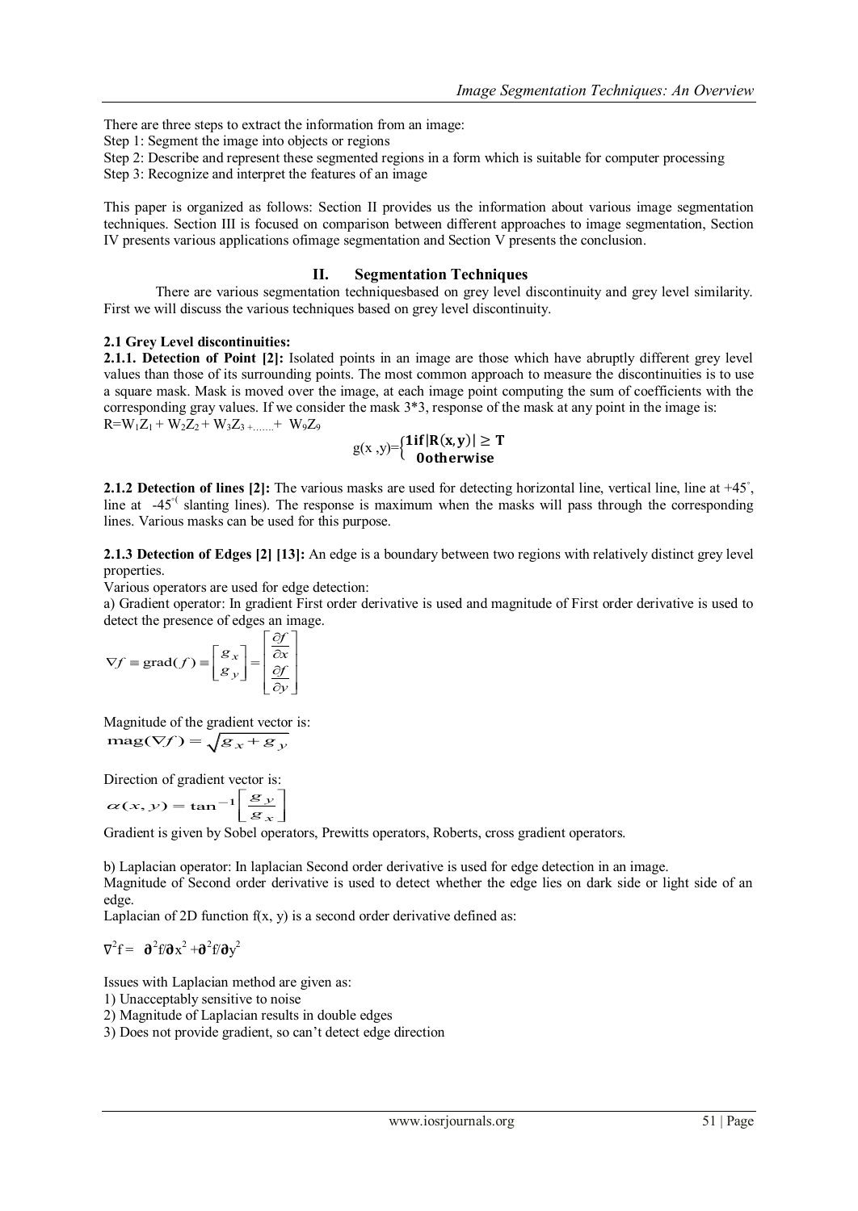There are three steps to extract the information from an image:

Step 1: Segment the image into objects or regions

Step 2: Describe and represent these segmented regions in a form which is suitable for computer processing

Step 3: Recognize and interpret the features of an image

This paper is organized as follows: Section II provides us the information about various image segmentation techniques. Section III is focused on comparison between different approaches to image segmentation, Section IV presents various applications ofimage segmentation and Section V presents the conclusion.

## II. Segmentation Techniques

There are various segmentation techniquesbased on grey level discontinuity and grey level similarity. First we will discuss the various techniques based on grey level discontinuity.

### 2.1 Grey Level discontinuities:

**2.1.1. Detection of Point [2]:** Isolated points in an image are those which have abruptly different grey level values than those of its surrounding points. The most common approach to measure the discontinuities is to use a square mask. Mask is moved over the image, at each image point computing the sum of coefficients with the corresponding gray values. If we consider the mask 3*3, response of the mask at any point in the image is:

$R = W_1Z_1 + W_2Z_2 + W_3Z_3 + \ldots\ldots + W_9Z_9$

$$g(x, y) = \begin{cases} \mathbf{1 if} |\mathbf{R}(\mathbf{x}, \mathbf{y})| \geq \mathbf{T} \\ \mathbf{0 otherwise} \end{cases}$$

**2.1.2 Detection of lines [2]:** The various masks are used for detecting horizontal line, vertical line, line at +45˚, line at -45˚( slanting lines). The response is maximum when the masks will pass through the corresponding lines. Various masks can be used for this purpose.

**2.1.3 Detection of Edges [2] [13]:** An edge is a boundary between two regions with relatively distinct grey level properties.

Various operators are used for edge detection:

a) Gradient operator: In gradient First order derivative is used and magnitude of First order derivative is used to detect the presence of edges an image.

$$\nabla f \equiv \text{grad}(f) \equiv \begin{bmatrix} g_x \\ g_y \end{bmatrix} = \begin{bmatrix} \frac{\partial f}{\partial x} \\ \frac{\partial f}{\partial y} \end{bmatrix}$$

Magnitude of the gradient vector is:

$$\text{mag}(\nabla f) = \sqrt{g_x + g_y}$$

Direction of gradient vector is:

$$\alpha(x, y) = \tan^{-1}\left[\frac{g_y}{g_x}\right]$$

Gradient is given by Sobel operators, Prewitts operators, Roberts, cross gradient operators.

b) Laplacian operator: In laplacian Second order derivative is used for edge detection in an image.

Magnitude of Second order derivative is used to detect whether the edge lies on dark side or light side of an edge.

Laplacian of 2D function f(x, y) is a second order derivative defined as:

$$\nabla^2 f = \partial^2 f/\partial x^2 + \partial^2 f/\partial y^2$$

Issues with Laplacian method are given as:

1) Unacceptably sensitive to noise
2) Magnitude of Laplacian results in double edges
3) Does not provide gradient, so can't detect edge direction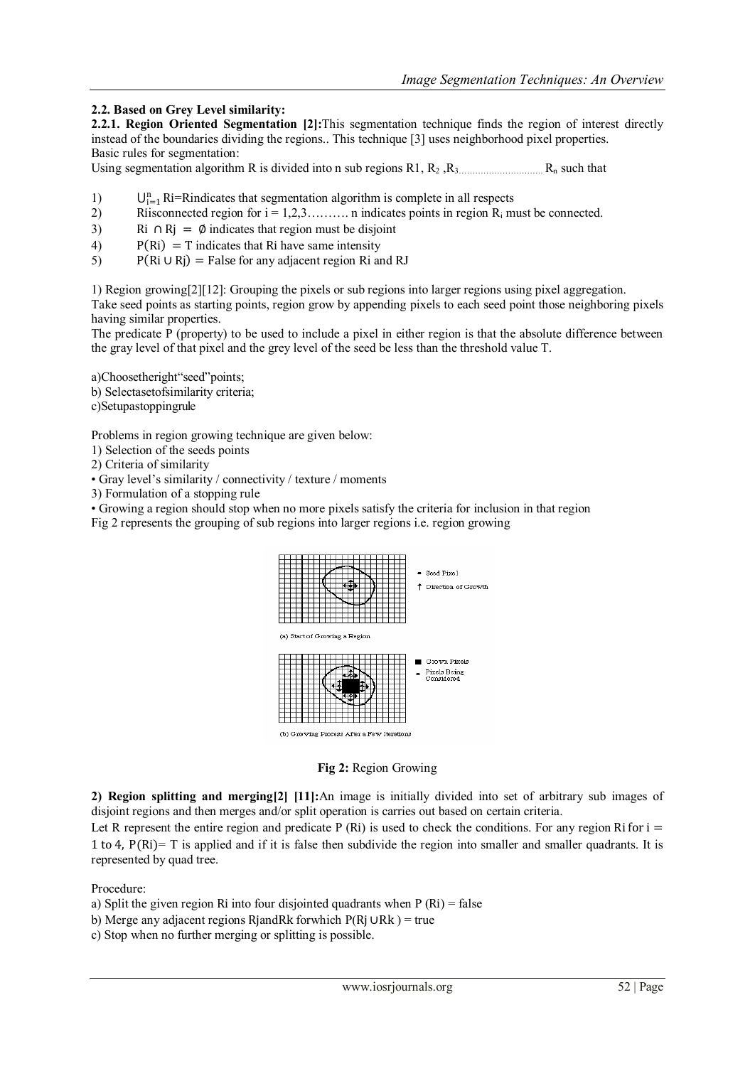### 2.2. Based on Grey Level similarity:

**2.2.1. Region Oriented Segmentation [2]:**This segmentation technique finds the region of interest directly instead of the boundaries dividing the regions.. This technique [3] uses neighborhood pixel properties.
Basic rules for segmentation:

Using segmentation algorithm R is divided into n sub regions R1, $R_2$ ,$R_3$............................... $R_n$ such that

1) $\bigcup_{i=1}^{n}$ Ri=Rindicates that segmentation algorithm is complete in all respects
2) Riisconnected region for i = 1,2,3………. n indicates points in region $R_i$ must be connected.
3) Ri ∩ Rj = ∅ indicates that region must be disjoint
4) P(Ri) = T indicates that Ri have same intensity
5) P(Ri ∪ Rj) = False for any adjacent region Ri and RJ

1) Region growing[2][12]: Grouping the pixels or sub regions into larger regions using pixel aggregation.
Take seed points as starting points, region grow by appending pixels to each seed point those neighboring pixels having similar properties.
The predicate P (property) to be used to include a pixel in either region is that the absolute difference between the gray level of that pixel and the grey level of the seed be less than the threshold value T.

a)Choosetheright"seed"points;
b) Selectasetofsimilarity criteria;
c)Setupastoppingrule

Problems in region growing technique are given below:
1) Selection of the seeds points
2) Criteria of similarity
• Gray level's similarity / connectivity / texture / moments
3) Formulation of a stopping rule
• Growing a region should stop when no more pixels satisfy the criteria for inclusion in that region
Fig 2 represents the grouping of sub regions into larger regions i.e. region growing

**Fig 2:** Region Growing

**2) Region splitting and merging[2] [11]:**An image is initially divided into set of arbitrary sub images of disjoint regions and then merges and/or split operation is carries out based on certain criteria.
Let R represent the entire region and predicate P (Ri) is used to check the conditions. For any region Ri for i = 1 to 4, P(Ri)= T is applied and if it is false then subdivide the region into smaller and smaller quadrants. It is represented by quad tree.

Procedure:
a) Split the given region Ri into four disjointed quadrants when P (Ri) = false
b) Merge any adjacent regions RjandRk forwhich P(Rj ∪Rk ) = true
c) Stop when no further merging or splitting is possible.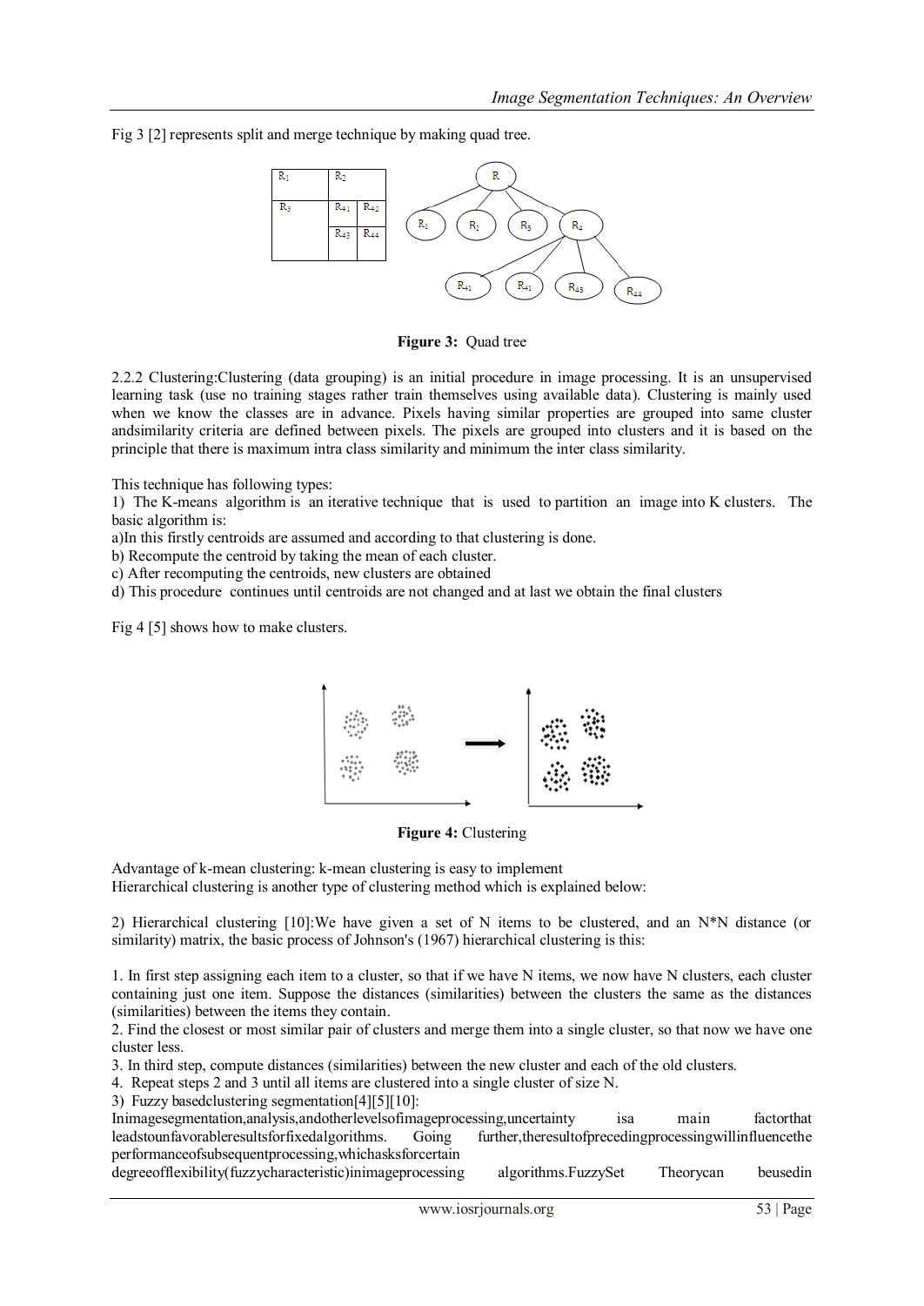Fig 3 [2] represents split and merge technique by making quad tree.

Figure 3: Quad tree

2.2.2 Clustering:Clustering (data grouping) is an initial procedure in image processing. It is an unsupervised learning task (use no training stages rather train themselves using available data). Clustering is mainly used when we know the classes are in advance. Pixels having similar properties are grouped into same cluster andsimilarity criteria are defined between pixels. The pixels are grouped into clusters and it is based on the principle that there is maximum intra class similarity and minimum the inter class similarity.

This technique has following types:

1) The K-means algorithm is an iterative technique that is used to partition an image into K clusters. The basic algorithm is:

a)In this firstly centroids are assumed and according to that clustering is done.

b) Recompute the centroid by taking the mean of each cluster.

c) After recomputing the centroids, new clusters are obtained

d) This procedure continues until centroids are not changed and at last we obtain the final clusters

Fig 4 [5] shows how to make clusters.

Figure 4: Clustering

Advantage of k-mean clustering: k-mean clustering is easy to implement

Hierarchical clustering is another type of clustering method which is explained below:

2) Hierarchical clustering [10]:We have given a set of N items to be clustered, and an N*N distance (or similarity) matrix, the basic process of Johnson's (1967) hierarchical clustering is this:

1. In first step assigning each item to a cluster, so that if we have N items, we now have N clusters, each cluster containing just one item. Suppose the distances (similarities) between the clusters the same as the distances (similarities) between the items they contain.
2. Find the closest or most similar pair of clusters and merge them into a single cluster, so that now we have one cluster less.
3. In third step, compute distances (similarities) between the new cluster and each of the old clusters.
4. Repeat steps 2 and 3 until all items are clustered into a single cluster of size N.

3) Fuzzy basedclustering segmentation[4][5][10]:

Inimagesegmentation,analysis,andotherlevelsofimageprocessing,uncertainty isa main factorthat leadstounfavorableresultsforfixedalgorithms. Going further,theresultofprecedingprocessingwillinfluencethe performanceofsubsequentprocessing,whichasksforcertain degreeofflexibility(fuzzycharacteristic)inimageprocessing algorithms.FuzzySet Theorycan beusedin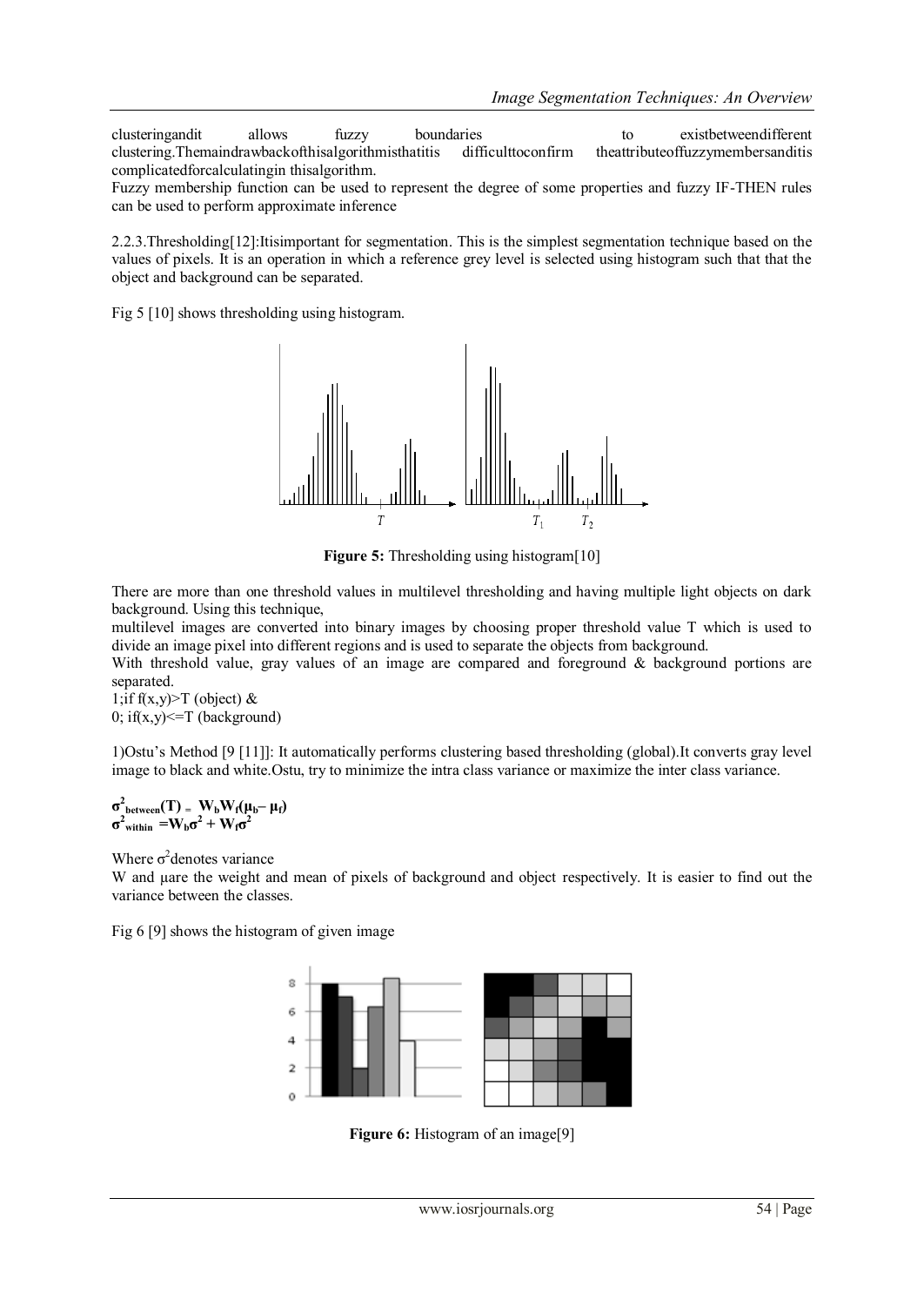clusteringandit allows fuzzy boundaries to existbetweendifferent clustering.Themaindrawbackofthisalgorithmisthatitis difficulttoconfirm theattributeoffuzzymembersanditis complicatedforcalculatingin thisalgorithm.

Fuzzy membership function can be used to represent the degree of some properties and fuzzy IF-THEN rules can be used to perform approximate inference

2.2.3.Thresholding[12]:Itisimportant for segmentation. This is the simplest segmentation technique based on the values of pixels. It is an operation in which a reference grey level is selected using histogram such that that the object and background can be separated.

Fig 5 [10] shows thresholding using histogram.

**Figure 5:** Thresholding using histogram[10]

There are more than one threshold values in multilevel thresholding and having multiple light objects on dark background. Using this technique,

multilevel images are converted into binary images by choosing proper threshold value T which is used to divide an image pixel into different regions and is used to separate the objects from background.

With threshold value, gray values of an image are compared and foreground & background portions are separated.

1;if f(x,y)>T (object) &

0; if(x,y)<=T (background)

1)Ostu's Method [9 [11]]: It automatically performs clustering based thresholding (global).It converts gray level image to black and white.Ostu, try to minimize the intra class variance or maximize the inter class variance.

$$\sigma^2_{between}(T) = W_b W_f(\mu_b - \mu_f)$$
$$\sigma^2_{within} = W_b\sigma^2 + W_f\sigma^2$$

Where $\sigma^2$denotes variance

W and µare the weight and mean of pixels of background and object respectively. It is easier to find out the variance between the classes.

Fig 6 [9] shows the histogram of given image

**Figure 6:** Histogram of an image[9]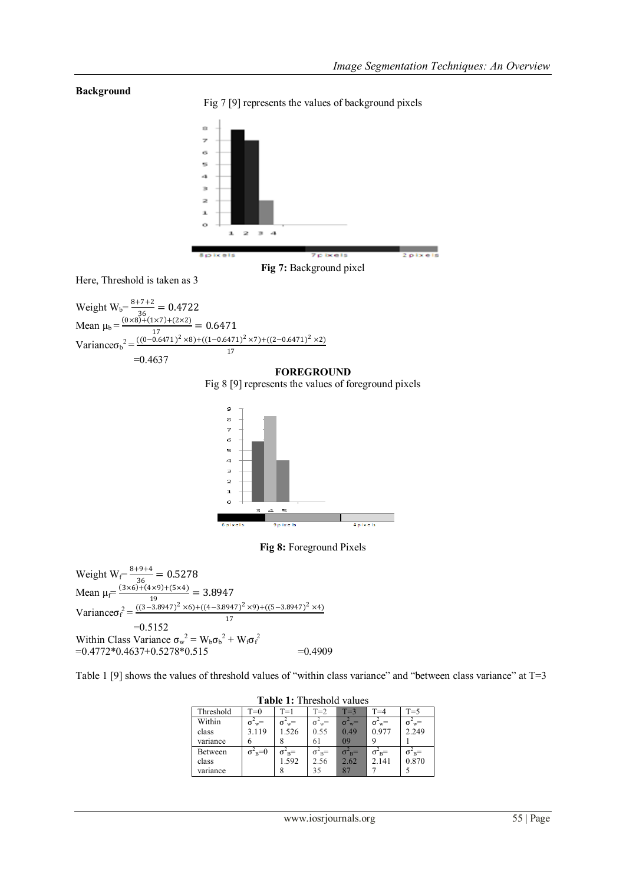**Background**

Fig 7 [9] represents the values of background pixels

**Fig 7:** Background pixel

Here, Threshold is taken as 3

Weight $W_b = \frac{8+7+2}{36} = 0.4722$

Mean $\mu_b = \frac{(0\times8)+(1\times7)+(2\times2)}{17} = 0.6471$

Variance $\sigma_b^2 = \frac{((0-0.6471)^2\times8)+((1-0.6471)^2\times7)+((2-0.6471)^2\times2)}{17}$

$=0.4637$

**FOREGROUND**

Fig 8 [9] represents the values of foreground pixels

**Fig 8:** Foreground Pixels

Weight $W_f = \frac{8+9+4}{36} = 0.5278$

Mean $\mu_f = \frac{(3\times6)+(4\times9)+(5\times4)}{19} = 3.8947$

Variance $\sigma_f^2 = \frac{((3-3.8947)^2\times6)+((4-3.8947)^2\times9)+((5-3.8947)^2\times4)}{17}$

$=0.5152$

Within Class Variance $\sigma_w^2 = W_b\sigma_b^2 + W_f\sigma_f^2$

$=0.4772*0.4637+0.5278*0.515 \qquad =0.4909$

Table 1 [9] shows the values of threshold values of "within class variance" and "between class variance" at T=3

**Table 1:** Threshold values

| Threshold | T=0 | T=1 | T=2 | T=3 | T=4 | T=5 |
|---|---|---|---|---|---|---|
| Within class variance | $\sigma^2_w$= 3.1196 | $\sigma^2_w$= 1.5268 | $\sigma^2_w$= 0.5561 | $\sigma^2_w$= 0.4909 | $\sigma^2_w$= 0.9779 | $\sigma^2_w$= 2.2491 |
| Between class variance | $\sigma^2_B$=0 | $\sigma^2_B$= 1.5928 | $\sigma^2_B$= 2.5635 | $\sigma^2_B$= 2.6287 | $\sigma^2_B$= 2.1417 | $\sigma^2_B$= 0.8705 |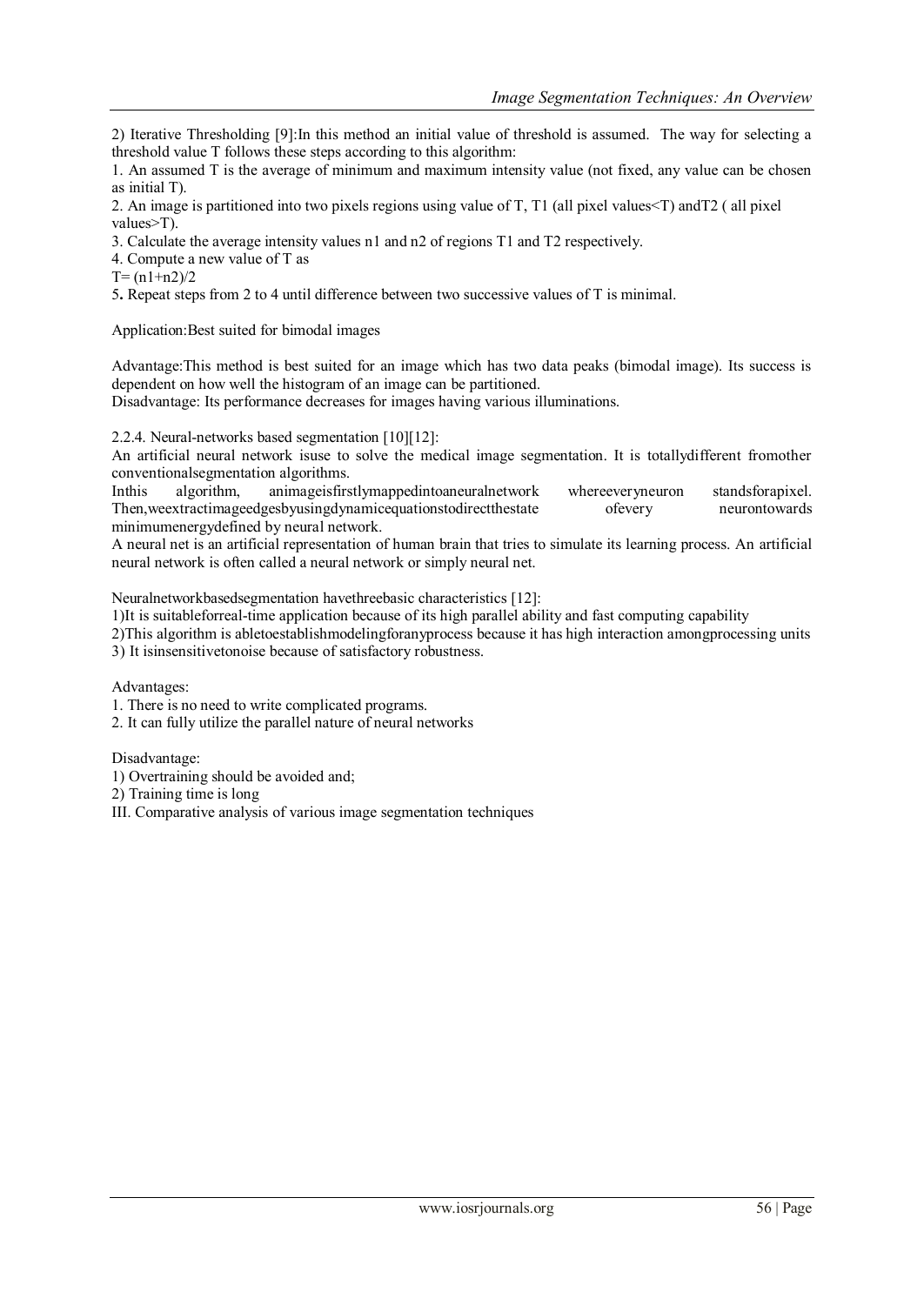2) Iterative Thresholding [9]:In this method an initial value of threshold is assumed. The way for selecting a threshold value T follows these steps according to this algorithm:

1. An assumed T is the average of minimum and maximum intensity value (not fixed, any value can be chosen as initial T).
2. An image is partitioned into two pixels regions using value of T, T1 (all pixel values<T) andT2 ( all pixel values>T).
3. Calculate the average intensity values n1 and n2 of regions T1 and T2 respectively.
4. Compute a new value of T as

$T= (n1+n2)/2$

5. Repeat steps from 2 to 4 until difference between two successive values of T is minimal.

Application:Best suited for bimodal images

Advantage:This method is best suited for an image which has two data peaks (bimodal image). Its success is dependent on how well the histogram of an image can be partitioned.
Disadvantage: Its performance decreases for images having various illuminations.

2.2.4. Neural-networks based segmentation [10][12]:

An artificial neural network isuse to solve the medical image segmentation. It is totallydifferent fromother conventionalsegmentation algorithms.
Inthis algorithm, animageisfirstlymappedintoaneuralnetwork whereeveryneuron standsforapixel. Then,weextractimageedgesbyusingdynamicequationstodirectthestate ofevery neurontowards minimumenergydefined by neural network.
A neural net is an artificial representation of human brain that tries to simulate its learning process. An artificial neural network is often called a neural network or simply neural net.

Neuralnetworkbasedsegmentation havethreebasic characteristics [12]:

1)It is suitableforreal-time application because of its high parallel ability and fast computing capability
2)This algorithm is abletoestablishmodelingforanyprocess because it has high interaction amongprocessing units
3) It isinsensitivetonoise because of satisfactory robustness.

Advantages:

1. There is no need to write complicated programs.
2. It can fully utilize the parallel nature of neural networks

Disadvantage:

1) Overtraining should be avoided and;
2) Training time is long

III. Comparative analysis of various image segmentation techniques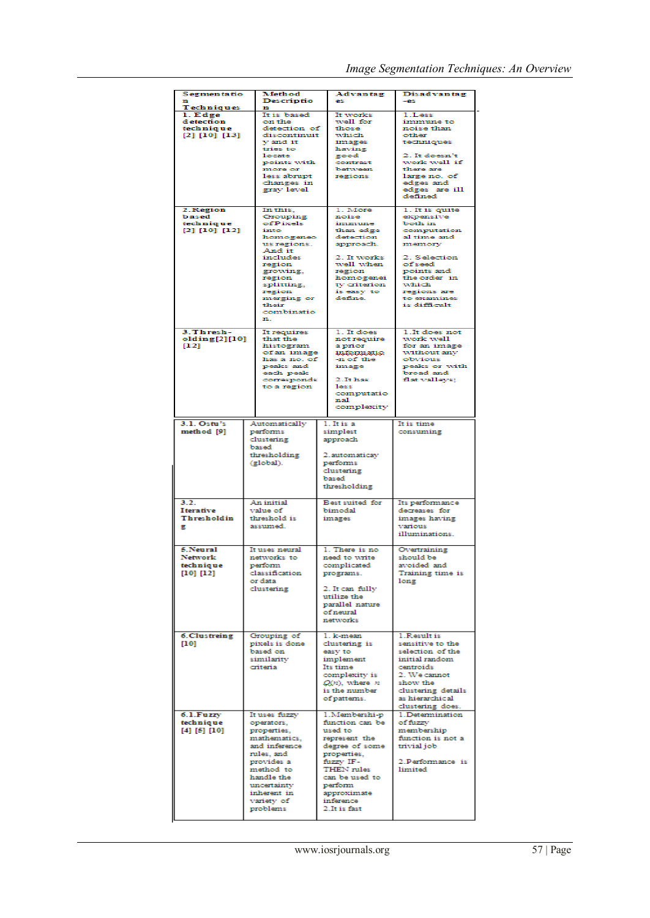| Segmentation Techniques | Method Description | Advantages | Disadvantages |
|---|---|---|---|
| 1. Edge detection technique [2] [10] [13] | It is based on the detection of discontinuity and it tries to locate points with more or less abrupt changes in gray level | It works well for those which images having good contrast between regions | 1. Less immune to noise than other techniques 2. It doesn't work well if there are large no. of edges and edges are ill defined |
| 2. Region based technique [2] [10] [12] | In this, Grouping of Pixels into homogeneous regions. And it includes region growing, region splitting, region merging or their combination. | 1. More noise immune than edge detection approach. 2. It works well when region homogeneity criterion is easy to define. | 1. It is quite expensive both in computation al time and memory 2. Selection of seed points and the order in which regions are to examines is difficult |
| 3. Thresholding [2] [10] [12] | It requires that the histogram of an image has a no. of peaks and each peak corresponds to a region | 1. It does not require a prior information of the image 2. It has less computational complexity | 1. It does not work well for an image without any obvious peaks or with broad and flat valleys; |
| 3.1. Ostu's method [9] | Automatically performs clustering based thresholding (global). | 1. It is a simplest approach 2. automaticay performs clustering based thresholding | It is time consuming |
| 3.2. Iterative Thresholding | An initial value of threshold is assumed. | Best suited for bimodal images | Its performance decreases for images having various illuminations. |
| 5. Neural Network technique [10] [12] | It uses neural networks to perform classification or data clustering | 1. There is no need to write complicated programs. 2. It can fully utilize the parallel nature of neural networks | Overtraining should be avoided and Training time is long |
| 6. Clustreing [10] | Grouping of pixels is done based on similarity criteria | 1. k-mean clustering is easy to implement Its time complexity is $O(n)$, where $n$ is the number of patterns. | 1. Result is sensitive to the selection of the initial random centroids 2. We cannot show the clustering details as hierarchical clustering does. |
| 6.1. Fuzzy technique [4] [5] [10] | It uses fuzzy operators, properties, mathematics, and inference rules, and provides a method to handle the uncertainty inherent in variety of problems | 1. Membership function can be used to represent the degree of some properties, fuzzy IF-THEN rules can be used to perform approximate inference 2. It is fast | 1. Determination of fuzzy membership function is not a trivial job 2. Performance is limited |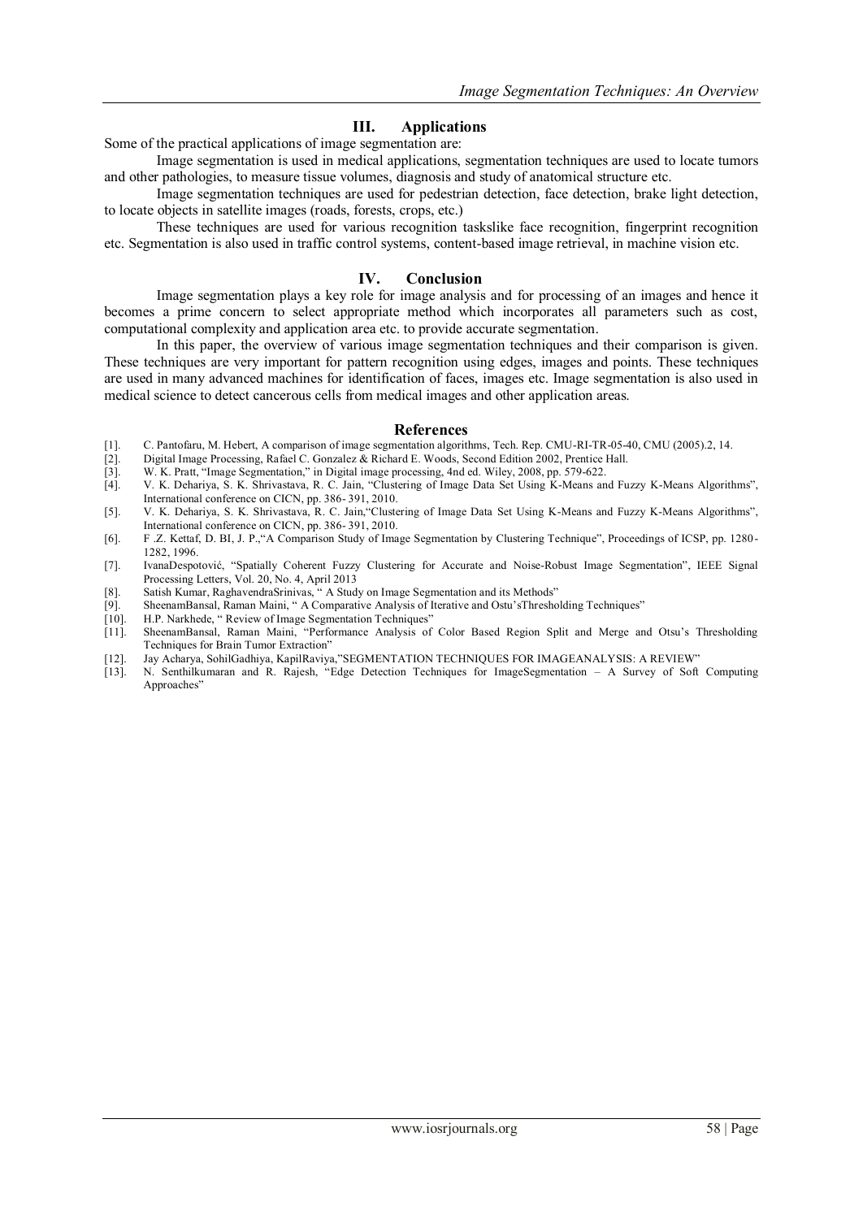## III. Applications

Some of the practical applications of image segmentation are:

Image segmentation is used in medical applications, segmentation techniques are used to locate tumors and other pathologies, to measure tissue volumes, diagnosis and study of anatomical structure etc.

Image segmentation techniques are used for pedestrian detection, face detection, brake light detection, to locate objects in satellite images (roads, forests, crops, etc.)

These techniques are used for various recognition taskslike face recognition, fingerprint recognition etc. Segmentation is also used in traffic control systems, content-based image retrieval, in machine vision etc.

## IV. Conclusion

Image segmentation plays a key role for image analysis and for processing of an images and hence it becomes a prime concern to select appropriate method which incorporates all parameters such as cost, computational complexity and application area etc. to provide accurate segmentation.

In this paper, the overview of various image segmentation techniques and their comparison is given. These techniques are very important for pattern recognition using edges, images and points. These techniques are used in many advanced machines for identification of faces, images etc. Image segmentation is also used in medical science to detect cancerous cells from medical images and other application areas.

## References

[1]. C. Pantofaru, M. Hebert, A comparison of image segmentation algorithms, Tech. Rep. CMU-RI-TR-05-40, CMU (2005).2, 14.

[2]. Digital Image Processing, Rafael C. Gonzalez & Richard E. Woods, Second Edition 2002, Prentice Hall.

[3]. W. K. Pratt, "Image Segmentation," in Digital image processing, 4nd ed. Wiley, 2008, pp. 579-622.

[4]. V. K. Dehariya, S. K. Shrivastava, R. C. Jain, "Clustering of Image Data Set Using K-Means and Fuzzy K-Means Algorithms", International conference on CICN, pp. 386- 391, 2010.

[5]. V. K. Dehariya, S. K. Shrivastava, R. C. Jain,"Clustering of Image Data Set Using K-Means and Fuzzy K-Means Algorithms", International conference on CICN, pp. 386- 391, 2010.

[6]. F .Z. Kettaf, D. BI, J. P.,"A Comparison Study of Image Segmentation by Clustering Technique", Proceedings of ICSP, pp. 1280-1282, 1996.

[7]. IvanaDespotović, "Spatially Coherent Fuzzy Clustering for Accurate and Noise-Robust Image Segmentation", IEEE Signal Processing Letters, Vol. 20, No. 4, April 2013

[8]. Satish Kumar, RaghavendraSrinivas, " A Study on Image Segmentation and its Methods"

[9]. SheenamBansal, Raman Maini, " A Comparative Analysis of Iterative and Ostu'sThresholding Techniques"

[10]. H.P. Narkhede, " Review of Image Segmentation Techniques"

[11]. SheenamBansal, Raman Maini, "Performance Analysis of Color Based Region Split and Merge and Otsu's Thresholding Techniques for Brain Tumor Extraction"

[12]. Jay Acharya, SohilGadhiya, KapilRaviya,"SEGMENTATION TECHNIQUES FOR IMAGEANALYSIS: A REVIEW"

[13]. N. Senthilkumaran and R. Rajesh, "Edge Detection Techniques for ImageSegmentation – A Survey of Soft Computing Approaches"